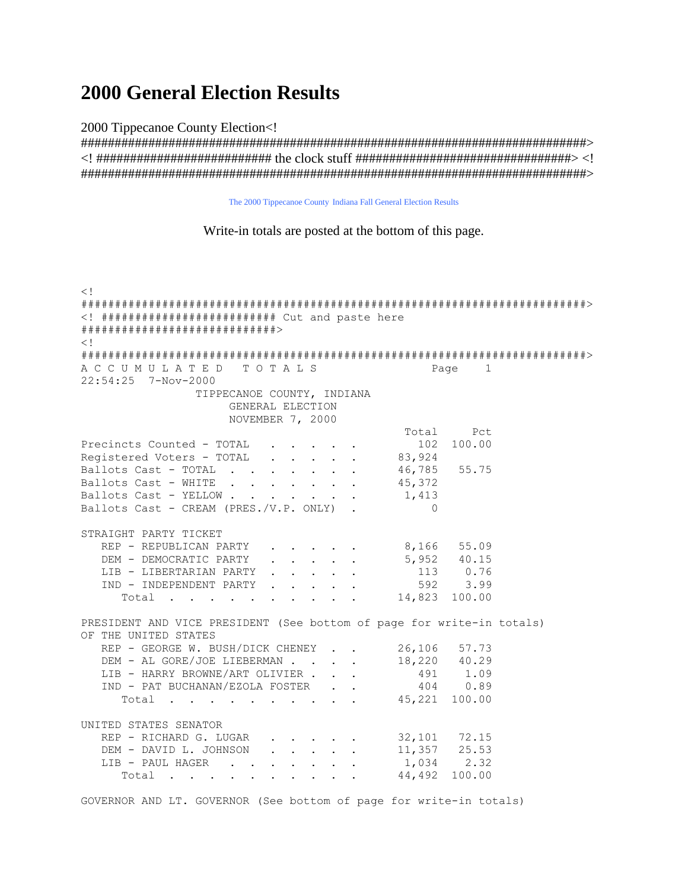# 2000 General Election Results

2000 Tippecanoe County Election<! ################################################################################> <! ########################## the clock stuff ################################> <! ################################################################################>

The 2000 Tippecanoe County Indiana Fall General Election Results

Write-in totals are posted at the bottom of this page.

```
<!
################################################################################>
<! ########################## Cut and paste here
#############################>
<!
################################################################################>
A C C U M U L A T E D   T O T A L S                    Page    1
22:54:25  7-Nov-2000
                 TIPPECANOE COUNTY, INDIANA
                      GENERAL ELECTION
                      NOVEMBER 7, 2000
                                                     Total     Pct
Precincts Counted - TOTAL  . . . . . .                102  100.00
Registered Voters - TOTAL  . . . . . .             83,924
Ballots Cast - TOTAL . . . . . . . . .             46,785   55.75
Ballots Cast - WHITE  . . . . . . . .              45,372
Ballots Cast - YELLOW . . . . . . . .               1,413
Ballots Cast - CREAM (PRES./V.P. ONLY)  .               0

STRAIGHT PARTY TICKET
   REP - REPUBLICAN PARTY  . . . . . .              8,166   55.09
   DEM - DEMOCRATIC PARTY  . . . . . .              5,952   40.15
   LIB - LIBERTARIAN PARTY . . . . . .                113    0.76
   IND - INDEPENDENT PARTY . . . . . .                592    3.99
      Total  . . . . . . . . . . . .               14,823  100.00

PRESIDENT AND VICE PRESIDENT (See bottom of page for write-in totals)
OF THE UNITED STATES
   REP - GEORGE W. BUSH/DICK CHENEY  . .           26,106   57.73
   DEM - AL GORE/JOE LIEBERMAN . . . . .           18,220   40.29
   LIB - HARRY BROWNE/ART OLIVIER . . .               491    1.09
   IND - PAT BUCHANAN/EZOLA FOSTER   . .              404    0.89
      Total  . . . . . . . . . . . .               45,221  100.00

UNITED STATES SENATOR
   REP - RICHARD G. LUGAR  . . . . . .             32,101   72.15
   DEM - DAVID L. JOHNSON  . . . . . .             11,357   25.53
   LIB - PAUL HAGER  . . . . . . . .                1,034    2.32
      Total  . . . . . . . . . . . .               44,492  100.00

GOVERNOR AND LT. GOVERNOR (See bottom of page for write-in totals)
```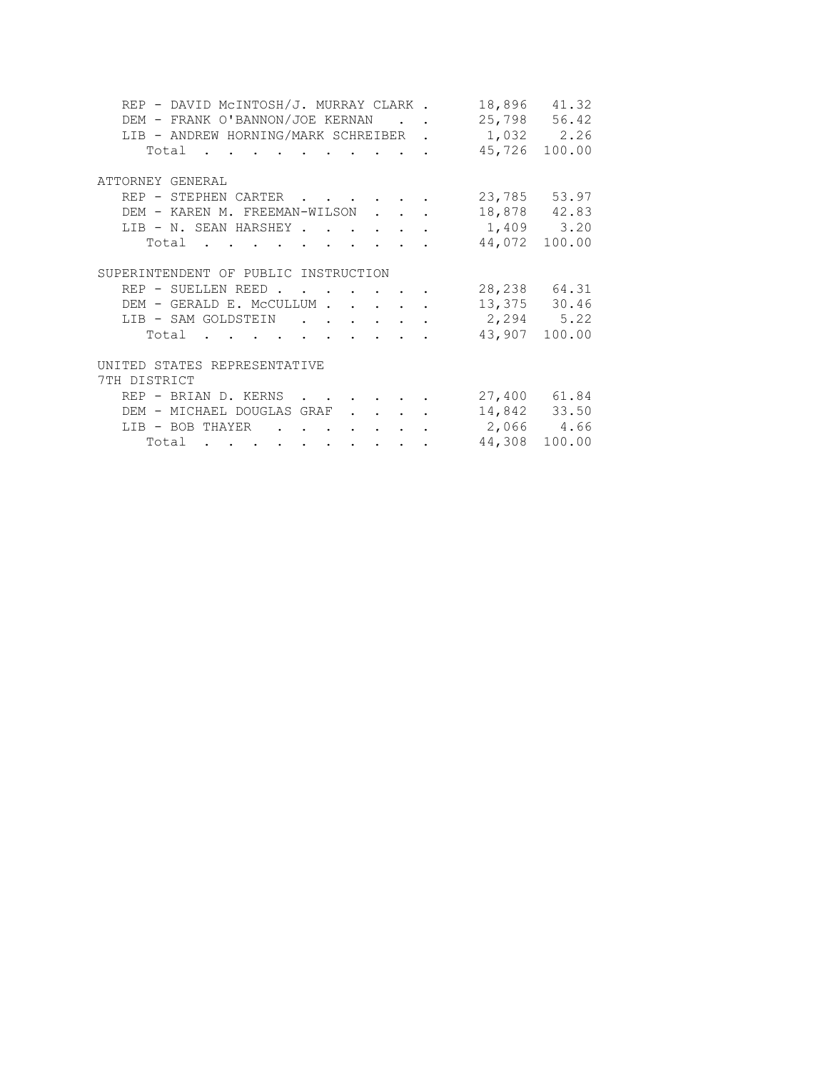| | | |
|---|---|---|
| REP - DAVID McINTOSH/J. MURRAY CLARK | 18,896 | 41.32 |
| DEM - FRANK O'BANNON/JOE KERNAN | 25,798 | 56.42 |
| LIB - ANDREW HORNING/MARK SCHREIBER | 1,032 | 2.26 |
| Total | 45,726 | 100.00 |

ATTORNEY GENERAL

| | | |
|---|---|---|
| REP - STEPHEN CARTER | 23,785 | 53.97 |
| DEM - KAREN M. FREEMAN-WILSON | 18,878 | 42.83 |
| LIB - N. SEAN HARSHEY | 1,409 | 3.20 |
| Total | 44,072 | 100.00 |

SUPERINTENDENT OF PUBLIC INSTRUCTION

| | | |
|---|---|---|
| REP - SUELLEN REED | 28,238 | 64.31 |
| DEM - GERALD E. McCULLUM | 13,375 | 30.46 |
| LIB - SAM GOLDSTEIN | 2,294 | 5.22 |
| Total | 43,907 | 100.00 |

UNITED STATES REPRESENTATIVE
7TH DISTRICT

| | | |
|---|---|---|
| REP - BRIAN D. KERNS | 27,400 | 61.84 |
| DEM - MICHAEL DOUGLAS GRAF | 14,842 | 33.50 |
| LIB - BOB THAYER | 2,066 | 4.66 |
| Total | 44,308 | 100.00 |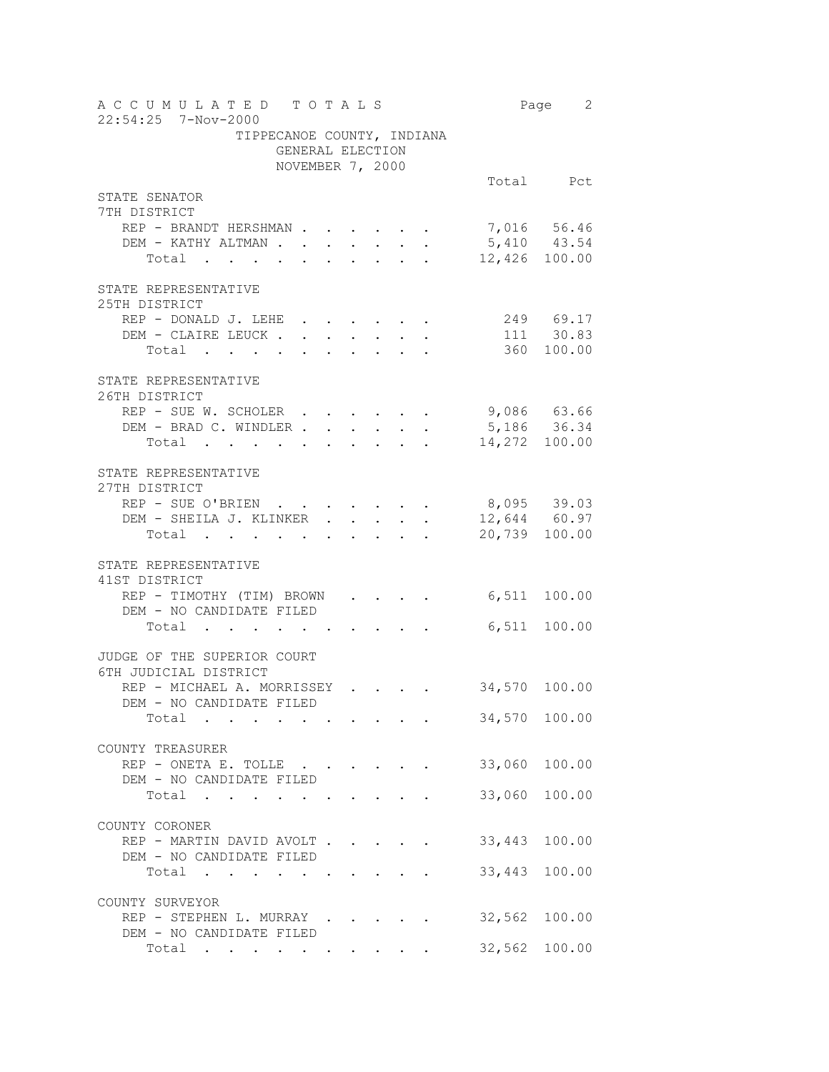# ACCUMULATED TOTALS

22:54:25 7-Nov-2000

TIPPECANOE COUNTY, INDIANA
GENERAL ELECTION
NOVEMBER 7, 2000

| | Total | Pct |
|---|---|---|
| **STATE SENATOR** | | |
| **7TH DISTRICT** | | |
| REP - BRANDT HERSHMAN | 7,016 | 56.46 |
| DEM - KATHY ALTMAN | 5,410 | 43.54 |
| Total | 12,426 | 100.00 |
| **STATE REPRESENTATIVE** | | |
| **25TH DISTRICT** | | |
| REP - DONALD J. LEHE | 249 | 69.17 |
| DEM - CLAIRE LEUCK | 111 | 30.83 |
| Total | 360 | 100.00 |
| **STATE REPRESENTATIVE** | | |
| **26TH DISTRICT** | | |
| REP - SUE W. SCHOLER | 9,086 | 63.66 |
| DEM - BRAD C. WINDLER | 5,186 | 36.34 |
| Total | 14,272 | 100.00 |
| **STATE REPRESENTATIVE** | | |
| **27TH DISTRICT** | | |
| REP - SUE O'BRIEN | 8,095 | 39.03 |
| DEM - SHEILA J. KLINKER | 12,644 | 60.97 |
| Total | 20,739 | 100.00 |
| **STATE REPRESENTATIVE** | | |
| **41ST DISTRICT** | | |
| REP - TIMOTHY (TIM) BROWN | 6,511 | 100.00 |
| DEM - NO CANDIDATE FILED | | |
| Total | 6,511 | 100.00 |
| **JUDGE OF THE SUPERIOR COURT** | | |
| **6TH JUDICIAL DISTRICT** | | |
| REP - MICHAEL A. MORRISSEY | 34,570 | 100.00 |
| DEM - NO CANDIDATE FILED | | |
| Total | 34,570 | 100.00 |
| **COUNTY TREASURER** | | |
| REP - ONETA E. TOLLE | 33,060 | 100.00 |
| DEM - NO CANDIDATE FILED | | |
| Total | 33,060 | 100.00 |
| **COUNTY CORONER** | | |
| REP - MARTIN DAVID AVOLT | 33,443 | 100.00 |
| DEM - NO CANDIDATE FILED | | |
| Total | 33,443 | 100.00 |
| **COUNTY SURVEYOR** | | |
| REP - STEPHEN L. MURRAY | 32,562 | 100.00 |
| DEM - NO CANDIDATE FILED | | |
| Total | 32,562 | 100.00 |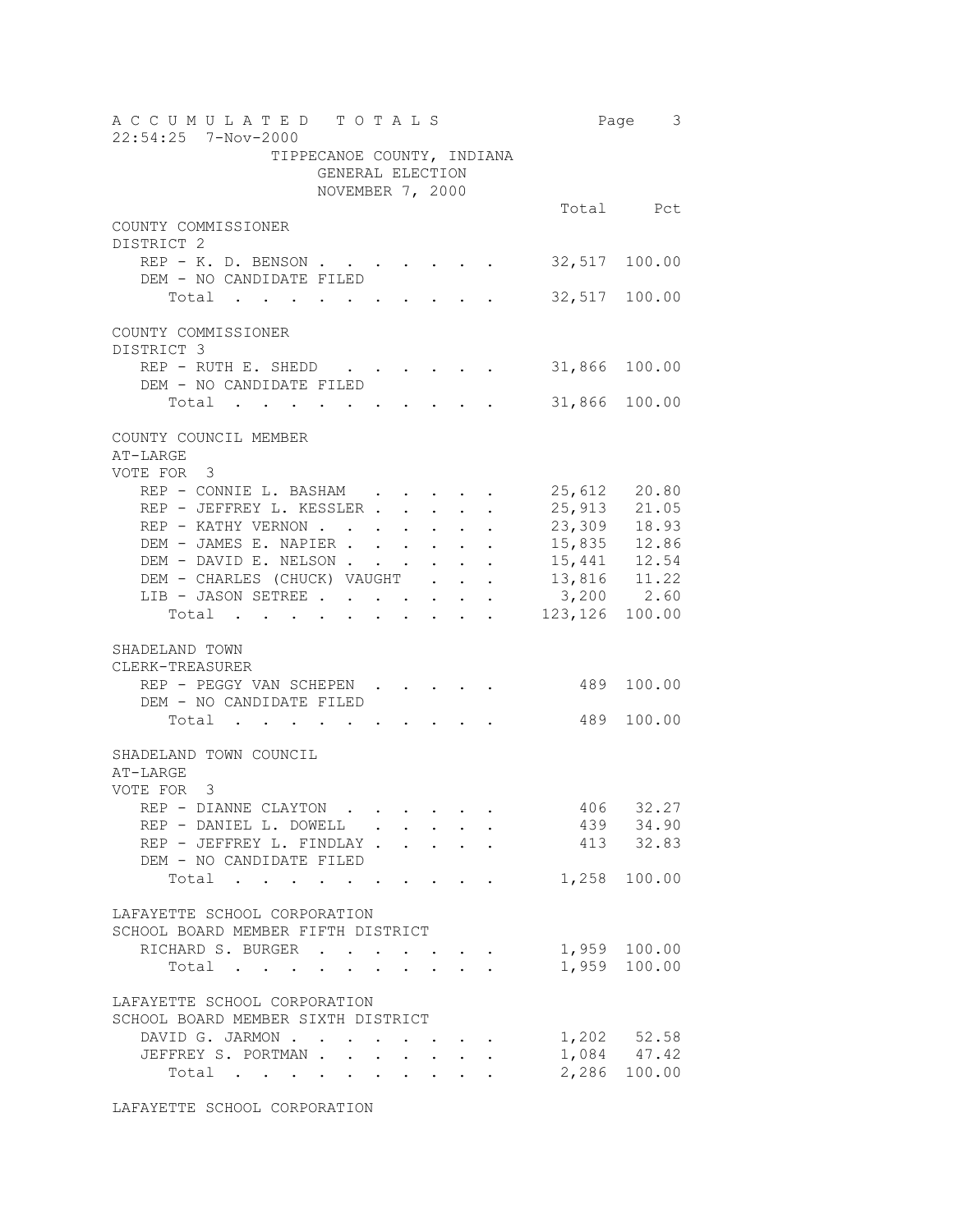ACCUMULATED TOTALS

22:54:25 7-Nov-2000

TIPPECANOE COUNTY, INDIANA
GENERAL ELECTION
NOVEMBER 7, 2000

| | Total | Pct |
|---|---|---|
| **COUNTY COMMISSIONER DISTRICT 2** | | |
| REP - K. D. BENSON | 32,517 | 100.00 |
| DEM - NO CANDIDATE FILED | | |
| Total | 32,517 | 100.00 |
| **COUNTY COMMISSIONER DISTRICT 3** | | |
| REP - RUTH E. SHEDD | 31,866 | 100.00 |
| DEM - NO CANDIDATE FILED | | |
| Total | 31,866 | 100.00 |
| **COUNTY COUNCIL MEMBER AT-LARGE VOTE FOR 3** | | |
| REP - CONNIE L. BASHAM | 25,612 | 20.80 |
| REP - JEFFREY L. KESSLER | 25,913 | 21.05 |
| REP - KATHY VERNON | 23,309 | 18.93 |
| DEM - JAMES E. NAPIER | 15,835 | 12.86 |
| DEM - DAVID E. NELSON | 15,441 | 12.54 |
| DEM - CHARLES (CHUCK) VAUGHT | 13,816 | 11.22 |
| LIB - JASON SETREE | 3,200 | 2.60 |
| Total | 123,126 | 100.00 |
| **SHADELAND TOWN CLERK-TREASURER** | | |
| REP - PEGGY VAN SCHEPEN | 489 | 100.00 |
| DEM - NO CANDIDATE FILED | | |
| Total | 489 | 100.00 |
| **SHADELAND TOWN COUNCIL AT-LARGE VOTE FOR 3** | | |
| REP - DIANNE CLAYTON | 406 | 32.27 |
| REP - DANIEL L. DOWELL | 439 | 34.90 |
| REP - JEFFREY L. FINDLAY | 413 | 32.83 |
| DEM - NO CANDIDATE FILED | | |
| Total | 1,258 | 100.00 |
| **LAFAYETTE SCHOOL CORPORATION SCHOOL BOARD MEMBER FIFTH DISTRICT** | | |
| RICHARD S. BURGER | 1,959 | 100.00 |
| Total | 1,959 | 100.00 |
| **LAFAYETTE SCHOOL CORPORATION SCHOOL BOARD MEMBER SIXTH DISTRICT** | | |
| DAVID G. JARMON | 1,202 | 52.58 |
| JEFFREY S. PORTMAN | 1,084 | 47.42 |
| Total | 2,286 | 100.00 |

LAFAYETTE SCHOOL CORPORATION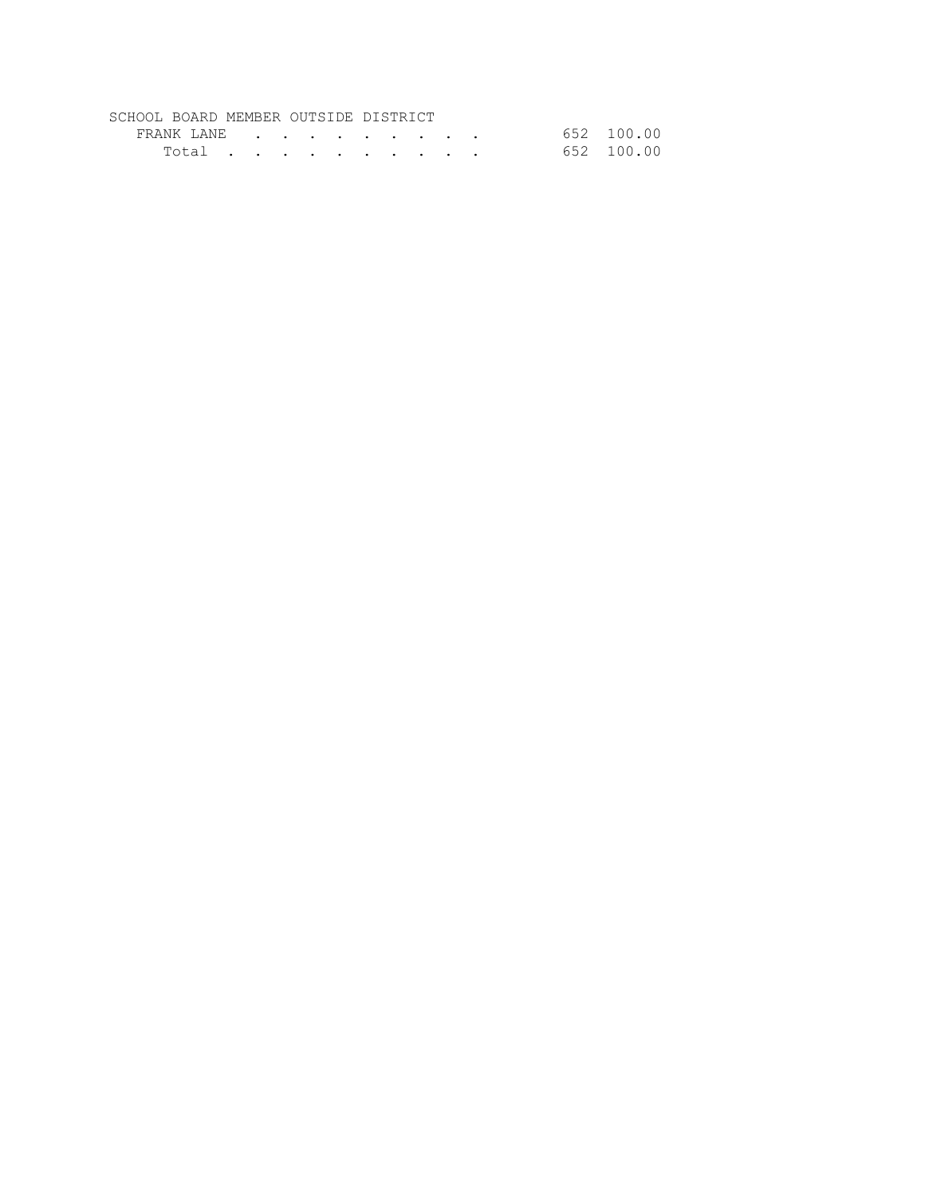SCHOOL BOARD MEMBER OUTSIDE DISTRICT

| | | |
|---|---|---|
| FRANK LANE . . . . . . . . . . | 652 | 100.00 |
| Total . . . . . . . . . . | 652 | 100.00 |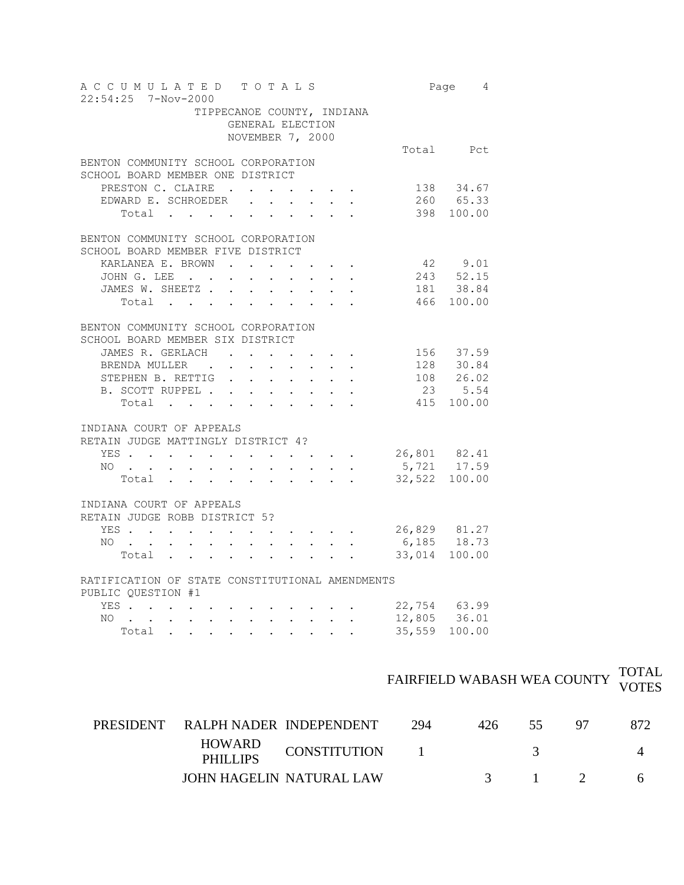A C C U M U L A T E D   T O T A L S
22:54:25 7-Nov-2000

TIPPECANOE COUNTY, INDIANA
GENERAL ELECTION
NOVEMBER 7, 2000

| | Total | Pct |
|---|---|---|
| **BENTON COMMUNITY SCHOOL CORPORATION** | | |
| **SCHOOL BOARD MEMBER ONE DISTRICT** | | |
| PRESTON C. CLAIRE | 138 | 34.67 |
| EDWARD E. SCHROEDER | 260 | 65.33 |
| Total | 398 | 100.00 |
| | | |
| **BENTON COMMUNITY SCHOOL CORPORATION** | | |
| **SCHOOL BOARD MEMBER FIVE DISTRICT** | | |
| KARLANEA E. BROWN | 42 | 9.01 |
| JOHN G. LEE | 243 | 52.15 |
| JAMES W. SHEETZ | 181 | 38.84 |
| Total | 466 | 100.00 |
| | | |
| **BENTON COMMUNITY SCHOOL CORPORATION** | | |
| **SCHOOL BOARD MEMBER SIX DISTRICT** | | |
| JAMES R. GERLACH | 156 | 37.59 |
| BRENDA MULLER | 128 | 30.84 |
| STEPHEN B. RETTIG | 108 | 26.02 |
| B. SCOTT RUPPEL | 23 | 5.54 |
| Total | 415 | 100.00 |
| | | |
| **INDIANA COURT OF APPEALS** | | |
| **RETAIN JUDGE MATTINGLY DISTRICT 4?** | | |
| YES | 26,801 | 82.41 |
| NO | 5,721 | 17.59 |
| Total | 32,522 | 100.00 |
| | | |
| **INDIANA COURT OF APPEALS** | | |
| **RETAIN JUDGE ROBB DISTRICT 5?** | | |
| YES | 26,829 | 81.27 |
| NO | 6,185 | 18.73 |
| Total | 33,014 | 100.00 |
| | | |
| **RATIFICATION OF STATE CONSTITUTIONAL AMENDMENTS** | | |
| **PUBLIC QUESTION #1** | | |
| YES | 22,754 | 63.99 |
| NO | 12,805 | 36.01 |
| Total | 35,559 | 100.00 |

| | | | FAIRFIELD | WABASH | WEA | COUNTY | TOTAL VOTES |
|---|---|---|---|---|---|---|---|
| PRESIDENT | RALPH NADER | INDEPENDENT | 294 | 426 | 55 | 97 | 872 |
| | HOWARD PHILLIPS | CONSTITUTION | 1 | | 3 | | 4 |
| | JOHN HAGELIN | NATURAL LAW | | 3 | 1 | 2 | 6 |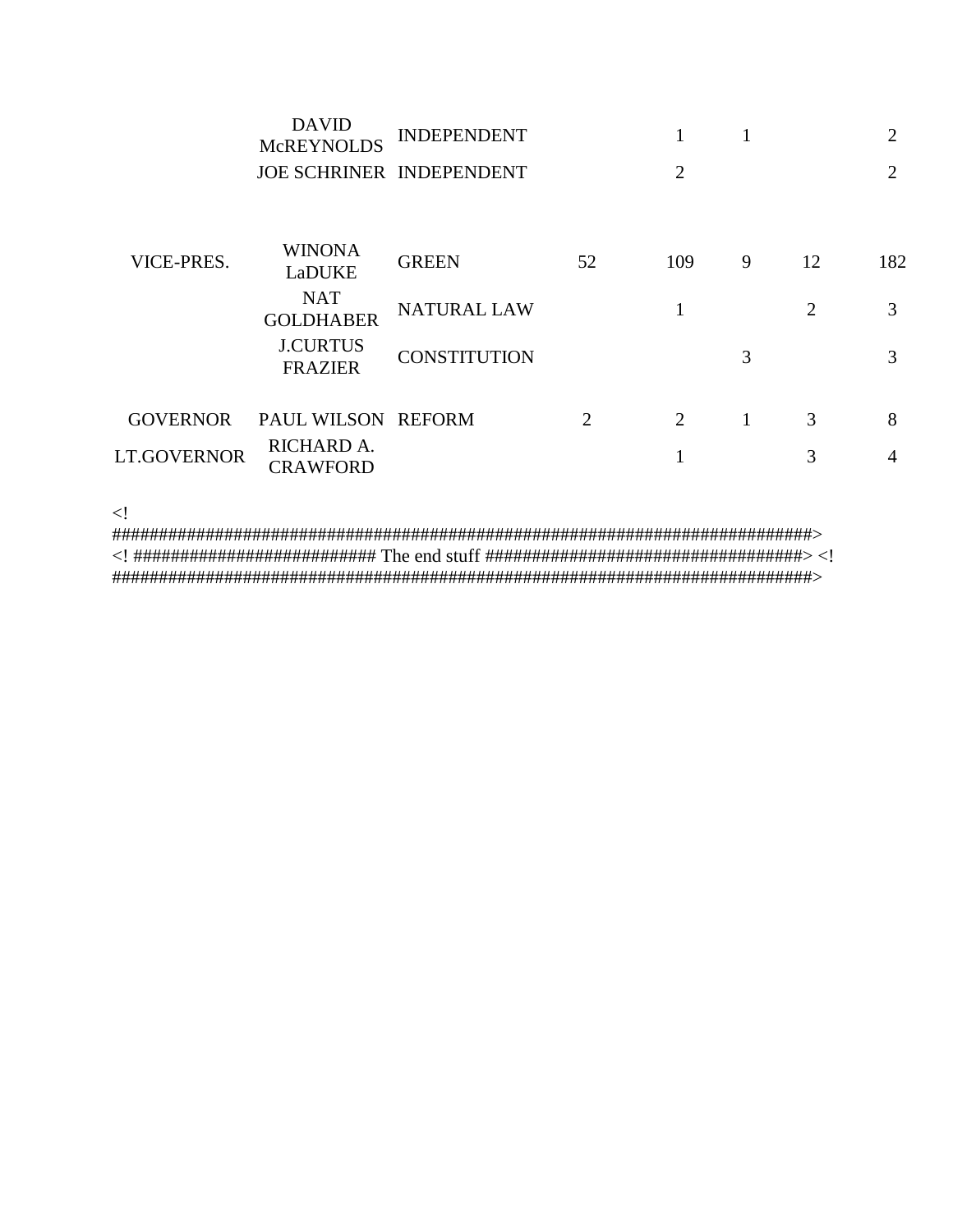| | | | | | | | |
|---|---|---|---|---|---|---|---|
| | DAVID McREYNOLDS | INDEPENDENT | | 1 | 1 | | 2 |
| | JOE SCHRINER | INDEPENDENT | | 2 | | | 2 |
| | | | | | | | |
| VICE-PRES. | WINONA LaDUKE | GREEN | 52 | 109 | 9 | 12 | 182 |
| | NAT GOLDHABER | NATURAL LAW | | 1 | | 2 | 3 |
| | J.CURTUS FRAZIER | CONSTITUTION | | | 3 | | 3 |
| | | | | | | | |
| GOVERNOR | PAUL WILSON | REFORM | 2 | 2 | 1 | 3 | 8 |
| LT.GOVERNOR | RICHARD A. CRAWFORD | | | 1 | | 3 | 4 |

<! ################################################################################> <! ########################## The end stuff ####################################> <! ################################################################################>